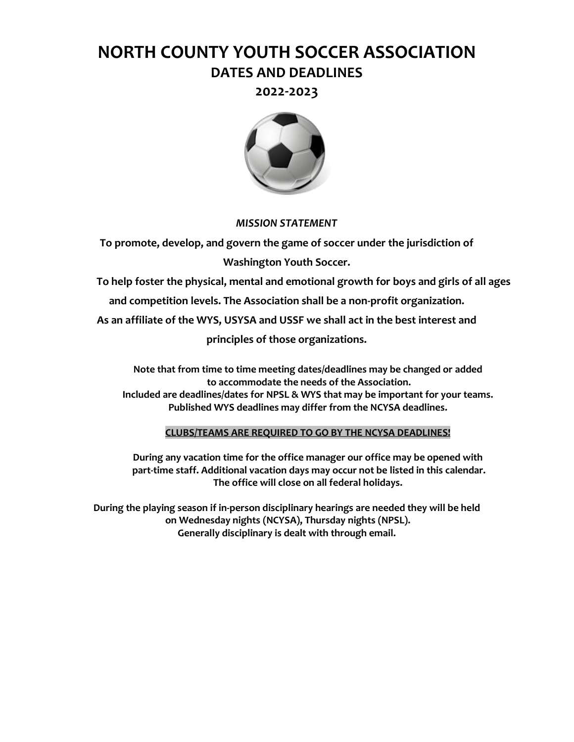# NORTH COUNTY YOUTH SOCCER ASSOCIATION

## DATES AND DEADLINES

## 2022-2023

***MISSION STATEMENT***

**To promote, develop, and govern the game of soccer under the jurisdiction of Washington Youth Soccer.**

**To help foster the physical, mental and emotional growth for boys and girls of all ages and competition levels. The Association shall be a non-profit organization.**

**As an affiliate of the WYS, USYSA and USSF we shall act in the best interest and principles of those organizations.**

**Note that from time to time meeting dates/deadlines may be changed or added to accommodate the needs of the Association.**
**Included are deadlines/dates for NPSL & WYS that may be important for your teams.**
**Published WYS deadlines may differ from the NCYSA deadlines.**

**<u>CLUBS/TEAMS ARE REQUIRED TO GO BY THE NCYSA DEADLINES!</u>**

**During any vacation time for the office manager our office may be opened with part-time staff. Additional vacation days may occur not be listed in this calendar. The office will close on all federal holidays.**

**During the playing season if in-person disciplinary hearings are needed they will be held on Wednesday nights (NCYSA), Thursday nights (NPSL).**
**Generally disciplinary is dealt with through email.**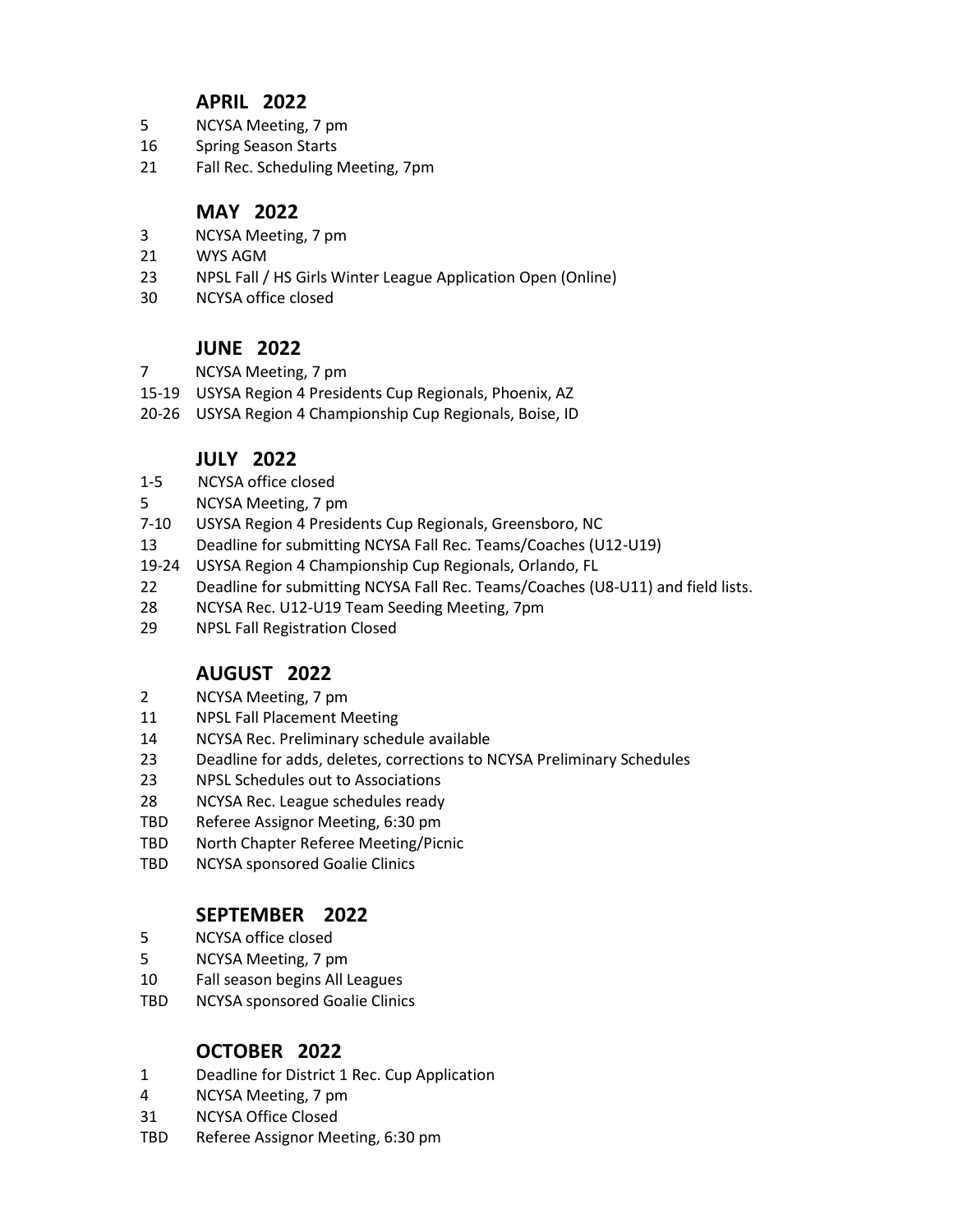## APRIL 2022

| | |
|---|---|
| 5 | NCYSA Meeting, 7 pm |
| 16 | Spring Season Starts |
| 21 | Fall Rec. Scheduling Meeting, 7pm |

## MAY 2022

| | |
|---|---|
| 3 | NCYSA Meeting, 7 pm |
| 21 | WYS AGM |
| 23 | NPSL Fall / HS Girls Winter League Application Open (Online) |
| 30 | NCYSA office closed |

## JUNE 2022

| | |
|---|---|
| 7 | NCYSA Meeting, 7 pm |
| 15-19 | USYSA Region 4 Presidents Cup Regionals, Phoenix, AZ |
| 20-26 | USYSA Region 4 Championship Cup Regionals, Boise, ID |

## JULY 2022

| | |
|---|---|
| 1-5 | NCYSA office closed |
| 5 | NCYSA Meeting, 7 pm |
| 7-10 | USYSA Region 4 Presidents Cup Regionals, Greensboro, NC |
| 13 | Deadline for submitting NCYSA Fall Rec. Teams/Coaches (U12-U19) |
| 19-24 | USYSA Region 4 Championship Cup Regionals, Orlando, FL |
| 22 | Deadline for submitting NCYSA Fall Rec. Teams/Coaches (U8-U11) and field lists. |
| 28 | NCYSA Rec. U12-U19 Team Seeding Meeting, 7pm |
| 29 | NPSL Fall Registration Closed |

## AUGUST 2022

| | |
|---|---|
| 2 | NCYSA Meeting, 7 pm |
| 11 | NPSL Fall Placement Meeting |
| 14 | NCYSA Rec. Preliminary schedule available |
| 23 | Deadline for adds, deletes, corrections to NCYSA Preliminary Schedules |
| 23 | NPSL Schedules out to Associations |
| 28 | NCYSA Rec. League schedules ready |
| TBD | Referee Assignor Meeting, 6:30 pm |
| TBD | North Chapter Referee Meeting/Picnic |
| TBD | NCYSA sponsored Goalie Clinics |

## SEPTEMBER 2022

| | |
|---|---|
| 5 | NCYSA office closed |
| 5 | NCYSA Meeting, 7 pm |
| 10 | Fall season begins All Leagues |
| TBD | NCYSA sponsored Goalie Clinics |

## OCTOBER 2022

| | |
|---|---|
| 1 | Deadline for District 1 Rec. Cup Application |
| 4 | NCYSA Meeting, 7 pm |
| 31 | NCYSA Office Closed |
| TBD | Referee Assignor Meeting, 6:30 pm |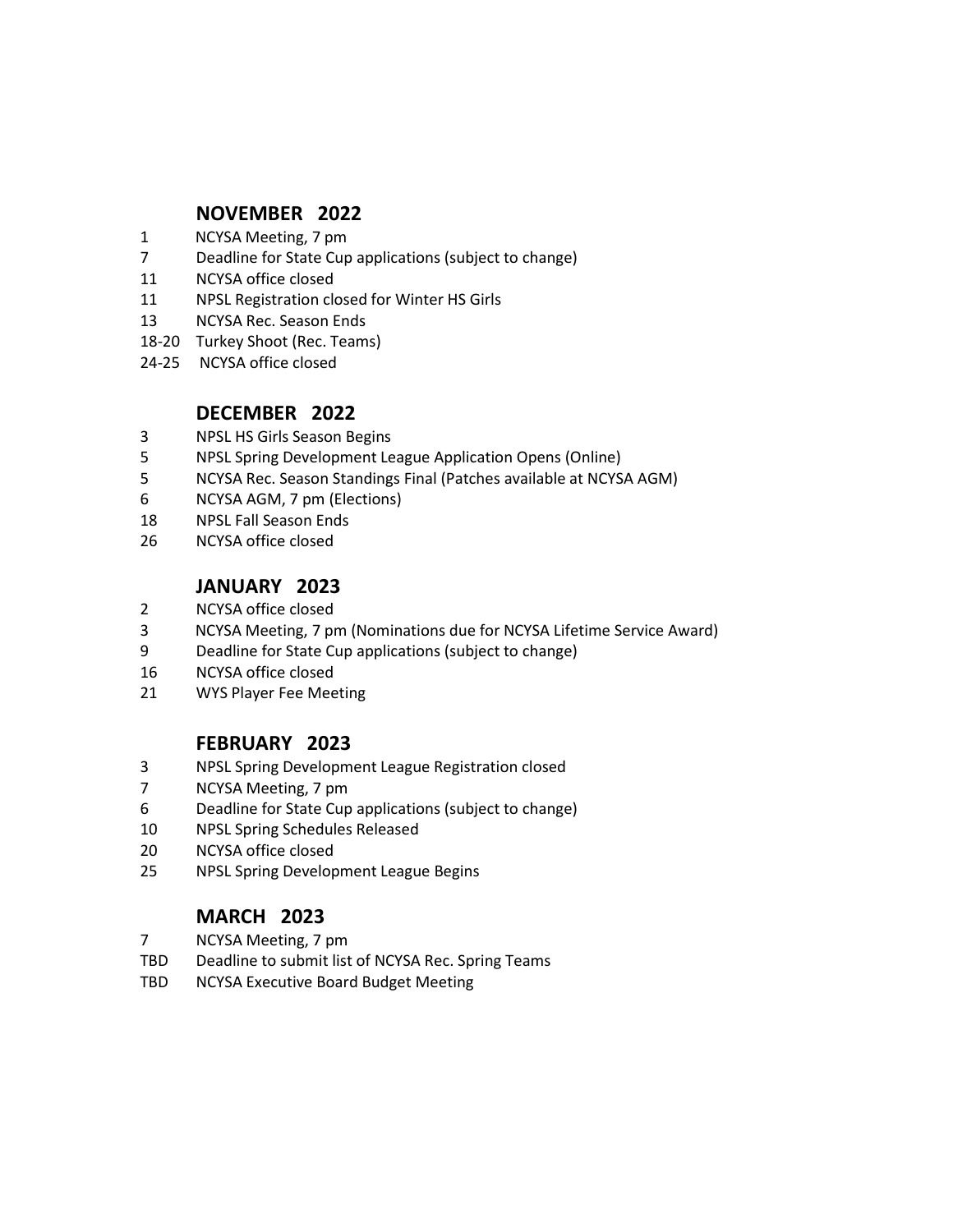## NOVEMBER 2022

1 NCYSA Meeting, 7 pm
7 Deadline for State Cup applications (subject to change)
11 NCYSA office closed
11 NPSL Registration closed for Winter HS Girls
13 NCYSA Rec. Season Ends
18-20 Turkey Shoot (Rec. Teams)
24-25 NCYSA office closed

## DECEMBER 2022

3 NPSL HS Girls Season Begins
5 NPSL Spring Development League Application Opens (Online)
5 NCYSA Rec. Season Standings Final (Patches available at NCYSA AGM)
6 NCYSA AGM, 7 pm (Elections)
18 NPSL Fall Season Ends
26 NCYSA office closed

## JANUARY 2023

2 NCYSA office closed
3 NCYSA Meeting, 7 pm (Nominations due for NCYSA Lifetime Service Award)
9 Deadline for State Cup applications (subject to change)
16 NCYSA office closed
21 WYS Player Fee Meeting

## FEBRUARY 2023

3 NPSL Spring Development League Registration closed
7 NCYSA Meeting, 7 pm
6 Deadline for State Cup applications (subject to change)
10 NPSL Spring Schedules Released
20 NCYSA office closed
25 NPSL Spring Development League Begins

## MARCH 2023

7 NCYSA Meeting, 7 pm
TBD Deadline to submit list of NCYSA Rec. Spring Teams
TBD NCYSA Executive Board Budget Meeting